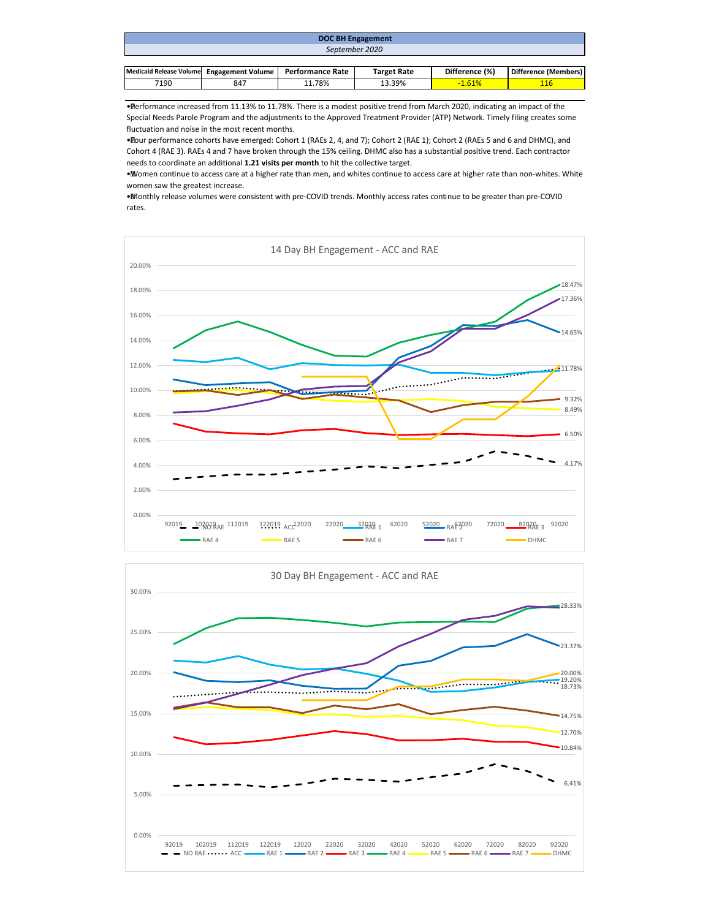| DOC BH Engagement | | | | | |
|---|---|---|---|---|---|
| *September 2020* | | | | | |
| **Medicaid Release Volume** | **Engagement Volume** | **Performance Rate** | **Target Rate** | **Difference (%)** | **Difference (Members)** |
| 7190 | 847 | 11.78% | 13.39% | -1.61% | 116 |

- Performance increased from 11.13% to 11.78%. There is a modest positive trend from March 2020, indicating an impact of the Special Needs Parole Program and the adjustments to the Approved Treatment Provider (ATP) Network. Timely filing creates some fluctuation and noise in the most recent months.
- Four performance cohorts have emerged: Cohort 1 (RAEs 2, 4, and 7); Cohort 2 (RAE 1); Cohort 2 (RAEs 5 and 6 and DHMC), and Cohort 4 (RAE 3). RAEs 4 and 7 have broken through the 15% ceiling. DHMC also has a substantial positive trend. Each contractor needs to coordinate an additional **1.21 visits per month** to hit the collective target.
- Women continue to access care at a higher rate than men, and whites continue to access care at higher rate than non-whites. White women saw the greatest increase.
- Monthly release volumes were consistent with pre-COVID trends. Monthly access rates continue to be greater than pre-COVID rates.

14 Day BH Engagement - ACC and RAE

30 Day BH Engagement - ACC and RAE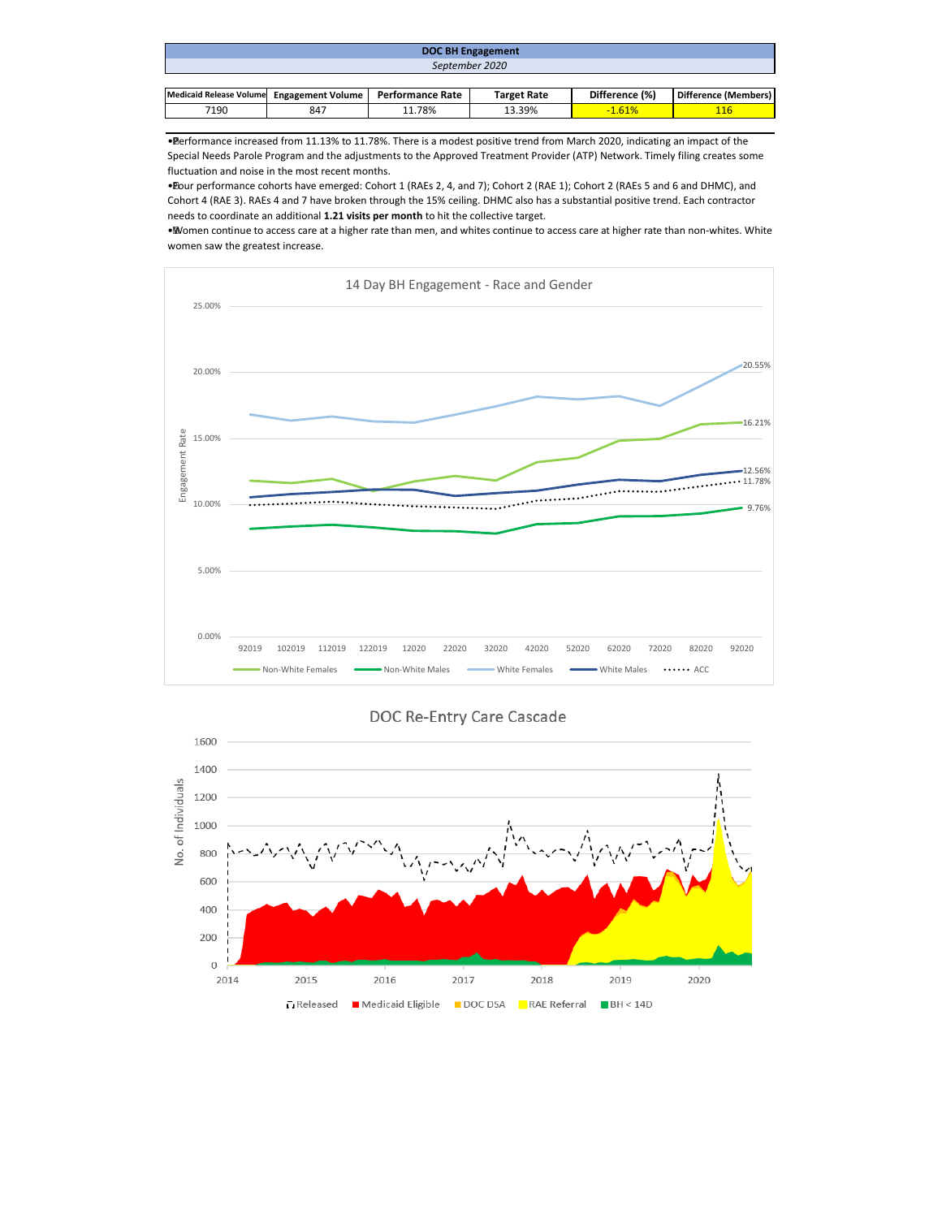| DOC BH Engagement | | | | | |
|---|---|---|---|---|---|
| *September 2020* | | | | | |
| Medicaid Release Volume | Engagement Volume | Performance Rate | Target Rate | Difference (%) | Difference (Members) |
| 7190 | 847 | 11.78% | 13.39% | -1.61% | 116 |

- Performance increased from 11.13% to 11.78%. There is a modest positive trend from March 2020, indicating an impact of the Special Needs Parole Program and the adjustments to the Approved Treatment Provider (ATP) Network. Timely filing creates some fluctuation and noise in the most recent months.
- Four performance cohorts have emerged: Cohort 1 (RAEs 2, 4, and 7); Cohort 2 (RAE 1); Cohort 2 (RAEs 5 and 6 and DHMC), and Cohort 4 (RAE 3). RAEs 4 and 7 have broken through the 15% ceiling. DHMC also has a substantial positive trend. Each contractor needs to coordinate an additional **1.21 visits per month** to hit the collective target.
- Women continue to access care at a higher rate than men, and whites continue to access care at higher rate than non-whites. White women saw the greatest increase.

14 Day BH Engagement - Race and Gender

Engagement Rate

25.00%
20.00%
15.00%
10.00%
5.00%
0.00%

92019 102019 112019 122019 12020 22020 32020 42020 52020 62020 72020 82020 92020

20.55%
16.21%
12.56%
11.78%
9.76%

Non-White Females, Non-White Males, White Females, White Males, ACC

DOC Re-Entry Care Cascade

No. of Individuals

1600
1400
1200
1000
800
600
400
200
0

2014 2015 2016 2017 2018 2019 2020

Released, Medicaid Eligible, DOC DSA, RAE Referral, BH < 14D